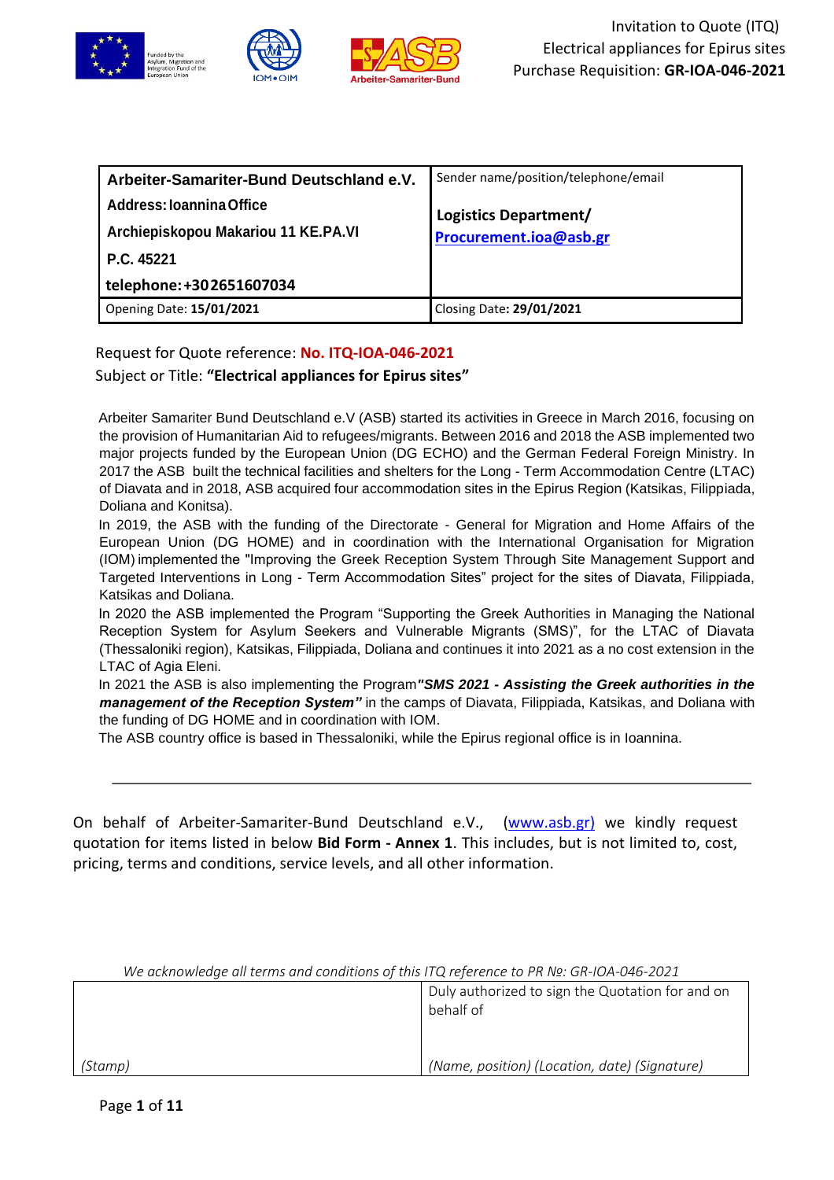Invitation to Quote (ITQ)
Electrical appliances for Epirus sites
Purchase Requisition: **GR-IOA-046-2021**

| **Arbeiter-Samaritor-Bund Deutschland e.V.**<br>**Address: Ioannina Office**<br>**Archiepiskopou Makariou 11 KE.PA.VI**<br>**P.C. 45221**<br>**telephone: +302651607034** | Sender name/position/telephone/email<br>**Logistics Department/**<br>**Procurement.ioa@asb.gr** |
|---|---|
| Opening Date: **15/01/2021** | Closing Date: **29/01/2021** |

Request for Quote reference: **No. ITQ-IOA-046-2021**

Subject or Title: **"Electrical appliances for Epirus sites"**

Arbeiter Samariter Bund Deutschland e.V (ASB) started its activities in Greece in March 2016, focusing on the provision of Humanitarian Aid to refugees/migrants. Between 2016 and 2018 the ASB implemented two major projects funded by the European Union (DG ECHO) and the German Federal Foreign Ministry. In 2017 the ASB built the technical facilities and shelters for the Long - Term Accommodation Centre (LTAC) of Diavata and in 2018, ASB acquired four accommodation sites in the Epirus Region (Katsikas, Filippiada, Doliana and Konitsa).

In 2019, the ASB with the funding of the Directorate - General for Migration and Home Affairs of the European Union (DG HOME) and in coordination with the International Organisation for Migration (IOM) implemented the "Improving the Greek Reception System Through Site Management Support and Targeted Interventions in Long - Term Accommodation Sites" project for the sites of Diavata, Filippiada, Katsikas and Doliana.

In 2020 the ASB implemented the Program "Supporting the Greek Authorities in Managing the National Reception System for Asylum Seekers and Vulnerable Migrants (SMS)", for the LTAC of Diavata (Thessaloniki region), Katsikas, Filippiada, Doliana and continues it into 2021 as a no cost extension in the LTAC of Agia Eleni.

In 2021 the ASB is also implementing the Program ***"SMS 2021 - Assisting the Greek authorities in the management of the Reception System"*** in the camps of Diavata, Filippiada, Katsikas, and Doliana with the funding of DG HOME and in coordination with IOM.

The ASB country office is based in Thessaloniki, while the Epirus regional office is in Ioannina.

---

On behalf of Arbeiter-Samariter-Bund Deutschland e.V., (www.asb.gr) we kindly request quotation for items listed in below **Bid Form - Annex 1**. This includes, but is not limited to, cost, pricing, terms and conditions, service levels, and all other information.

*We acknowledge all terms and conditions of this ITQ reference to PR №: GR-IOA-046-2021*

| | Duly authorized to sign the Quotation for and on behalf of |
|---|---|
| *(Stamp)* | *(Name, position) (Location, date) (Signature)* |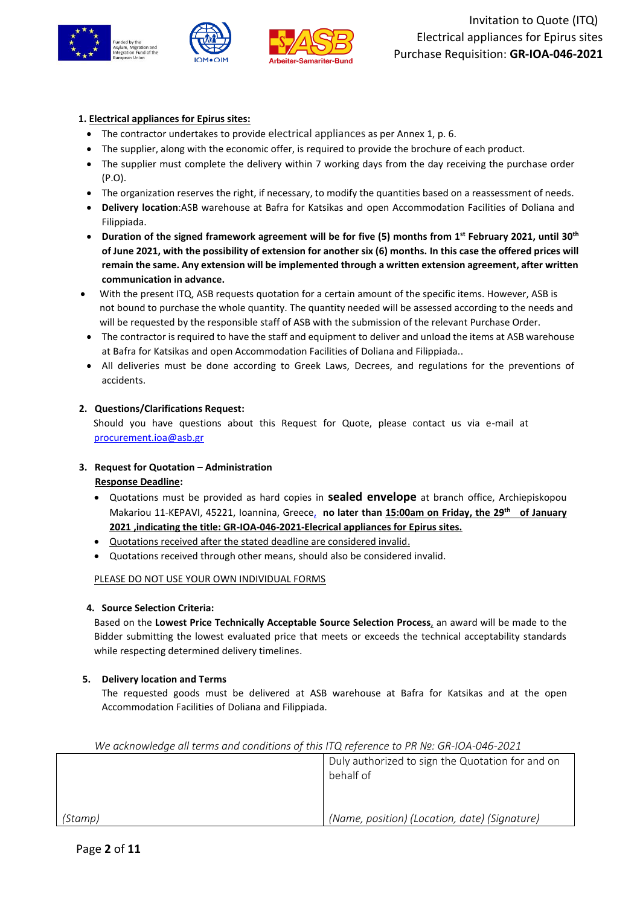1. **Electrical appliances for Epirus sites:**
   - The contractor undertakes to provide electrical appliances as per Annex 1, p. 6.
   - The supplier, along with the economic offer, is required to provide the brochure of each product.
   - The supplier must complete the delivery within 7 working days from the day receiving the purchase order (P.O).
   - The organization reserves the right, if necessary, to modify the quantities based on a reassessment of needs.
   - **Delivery location**:ASB warehouse at Bafra for Katsikas and open Accommodation Facilities of Doliana and Filippiada.
   - **Duration of the signed framework agreement will be for five (5) months from 1st February 2021, until 30th of June 2021, with the possibility of extension for another six (6) months. In this case the offered prices will remain the same. Any extension will be implemented through a written extension agreement, after written communication in advance.**
   - With the present ITQ, ASB requests quotation for a certain amount of the specific items. However, ASB is not bound to purchase the whole quantity. The quantity needed will be assessed according to the needs and will be requested by the responsible staff of ASB with the submission of the relevant Purchase Order.
   - The contractor is required to have the staff and equipment to deliver and unload the items at ASB warehouse at Bafra for Katsikas and open Accommodation Facilities of Doliana and Filippiada..
   - All deliveries must be done according to Greek Laws, Decrees, and regulations for the preventions of accidents.

2. **Questions/Clarifications Request:**

   Should you have questions about this Request for Quote, please contact us via e-mail at procurement.ioa@asb.gr

3. **Request for Quotation – Administration**

   **Response Deadline:**
   - Quotations must be provided as hard copies in **sealed envelope** at branch office, Archiepiskopou Makariou 11-KEPAVI, 45221, Ioannina, Greece, **no later than 15:00am on Friday, the 29th of January 2021 ,indicating the title: GR-IOA-046-2021-Elecrical appliances for Epirus sites.**
   - Quotations received after the stated deadline are considered invalid.
   - Quotations received through other means, should also be considered invalid.

   PLEASE DO NOT USE YOUR OWN INDIVIDUAL FORMS

4. **Source Selection Criteria:**

   Based on the **Lowest Price Technically Acceptable Source Selection Process**, an award will be made to the Bidder submitting the lowest evaluated price that meets or exceeds the technical acceptability standards while respecting determined delivery timelines.

5. **Delivery location and Terms**

   The requested goods must be delivered at ASB warehouse at Bafra for Katsikas and at the open Accommodation Facilities of Doliana and Filippiada.

*We acknowledge all terms and conditions of this ITQ reference to PR №: GR-IOA-046-2021*

| | Duly authorized to sign the Quotation for and on behalf of |
|---|---|
| *(Stamp)* | *(Name, position) (Location, date) (Signature)* |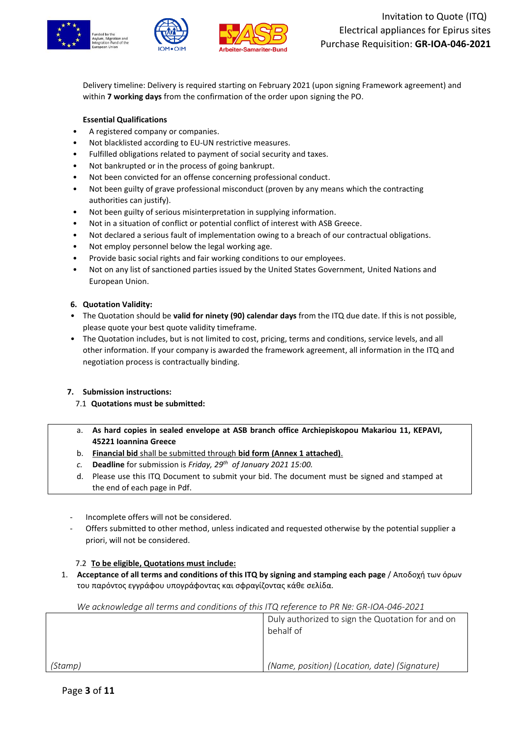Delivery timeline: Delivery is required starting on February 2021 (upon signing Framework agreement) and within **7 working days** from the confirmation of the order upon signing the PO.

**Essential Qualifications**

- A registered company or companies.
- Not blacklisted according to EU-UN restrictive measures.
- Fulfilled obligations related to payment of social security and taxes.
- Not bankrupted or in the process of going bankrupt.
- Not been convicted for an offense concerning professional conduct.
- Not been guilty of grave professional misconduct (proven by any means which the contracting authorities can justify).
- Not been guilty of serious misinterpretation in supplying information.
- Not in a situation of conflict or potential conflict of interest with ASB Greece.
- Not declared a serious fault of implementation owing to a breach of our contractual obligations.
- Not employ personnel below the legal working age.
- Provide basic social rights and fair working conditions to our employees.
- Not on any list of sanctioned parties issued by the United States Government, United Nations and European Union.

**6. Quotation Validity:**

- The Quotation should be **valid for ninety (90) calendar days** from the ITQ due date. If this is not possible, please quote your best quote validity timeframe.
- The Quotation includes, but is not limited to cost, pricing, terms and conditions, service levels, and all other information. If your company is awarded the framework agreement, all information in the ITQ and negotiation process is contractually binding.

**7. Submission instructions:**

7.1 **Quotations must be submitted:**

a. **As hard copies in sealed envelope at ASB branch office Archiepiskopou Makariou 11, KEPAVI, 45221 Ioannina Greece**
b. **Financial bid** shall be submitted through **bid form (Annex 1 attached)**.
c. **Deadline** for submission is *Friday, 29th of January 2021 15:00.*
d. Please use this ITQ Document to submit your bid. The document must be signed and stamped at the end of each page in Pdf.

- Incomplete offers will not be considered.
- Offers submitted to other method, unless indicated and requested otherwise by the potential supplier a priori, will not be considered.

7.2 **To be eligible, Quotations must include:**

1. **Acceptance of all terms and conditions of this ITQ by signing and stamping each page** / Αποδοχή των όρων του παρόντος εγγράφου υπογράφοντας και σφραγίζοντας κάθε σελίδα.

*We acknowledge all terms and conditions of this ITQ reference to PR №: GR-IOA-046-2021*

| | Duly authorized to sign the Quotation for and on behalf of |
|---|---|
| *(Stamp)* | *(Name, position) (Location, date) (Signature)* |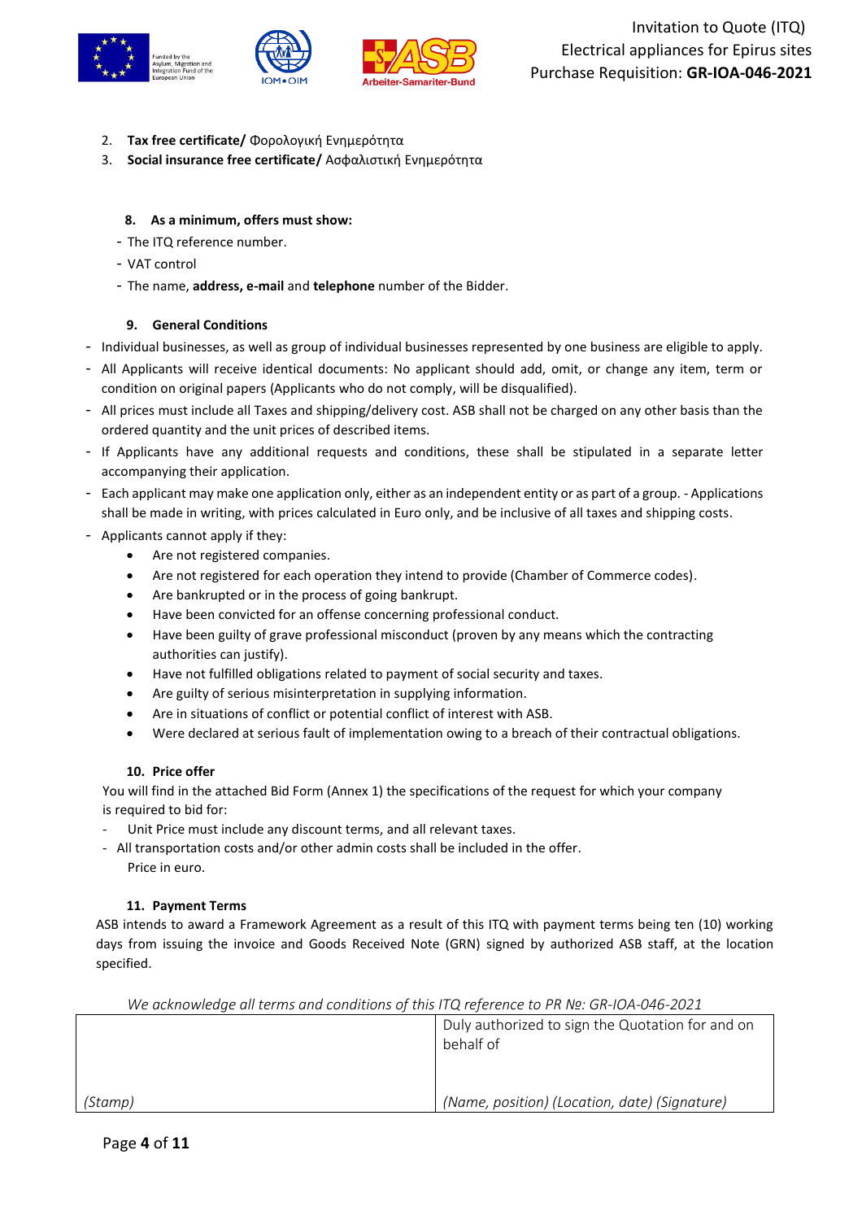2. **Tax free certificate/** Φορολογική Ενημερότητα
3. **Social insurance free certificate/** Ασφαλιστική Ενημερότητα

### 8. As a minimum, offers must show:

- The ITQ reference number.
- VAT control
- The name, **address, e-mail** and **telephone** number of the Bidder.

### 9. General Conditions

- Individual businesses, as well as group of individual businesses represented by one business are eligible to apply.
- All Applicants will receive identical documents: No applicant should add, omit, or change any item, term or condition on original papers (Applicants who do not comply, will be disqualified).
- All prices must include all Taxes and shipping/delivery cost. ASB shall not be charged on any other basis than the ordered quantity and the unit prices of described items.
- If Applicants have any additional requests and conditions, these shall be stipulated in a separate letter accompanying their application.
- Each applicant may make one application only, either as an independent entity or as part of a group. - Applications shall be made in writing, with prices calculated in Euro only, and be inclusive of all taxes and shipping costs.
- Applicants cannot apply if they:
  - Are not registered companies.
  - Are not registered for each operation they intend to provide (Chamber of Commerce codes).
  - Are bankrupted or in the process of going bankrupt.
  - Have been convicted for an offense concerning professional conduct.
  - Have been guilty of grave professional misconduct (proven by any means which the contracting authorities can justify).
  - Have not fulfilled obligations related to payment of social security and taxes.
  - Are guilty of serious misinterpretation in supplying information.
  - Are in situations of conflict or potential conflict of interest with ASB.
  - Were declared at serious fault of implementation owing to a breach of their contractual obligations.

### 10. Price offer

You will find in the attached Bid Form (Annex 1) the specifications of the request for which your company is required to bid for:

- Unit Price must include any discount terms, and all relevant taxes.
- All transportation costs and/or other admin costs shall be included in the offer.
  Price in euro.

### 11. Payment Terms

ASB intends to award a Framework Agreement as a result of this ITQ with payment terms being ten (10) working days from issuing the invoice and Goods Received Note (GRN) signed by authorized ASB staff, at the location specified.

*We acknowledge all terms and conditions of this ITQ reference to PR №: GR-IOA-046-2021*

| | Duly authorized to sign the Quotation for and on behalf of |
|---|---|
| *(Stamp)* | *(Name, position) (Location, date) (Signature)* |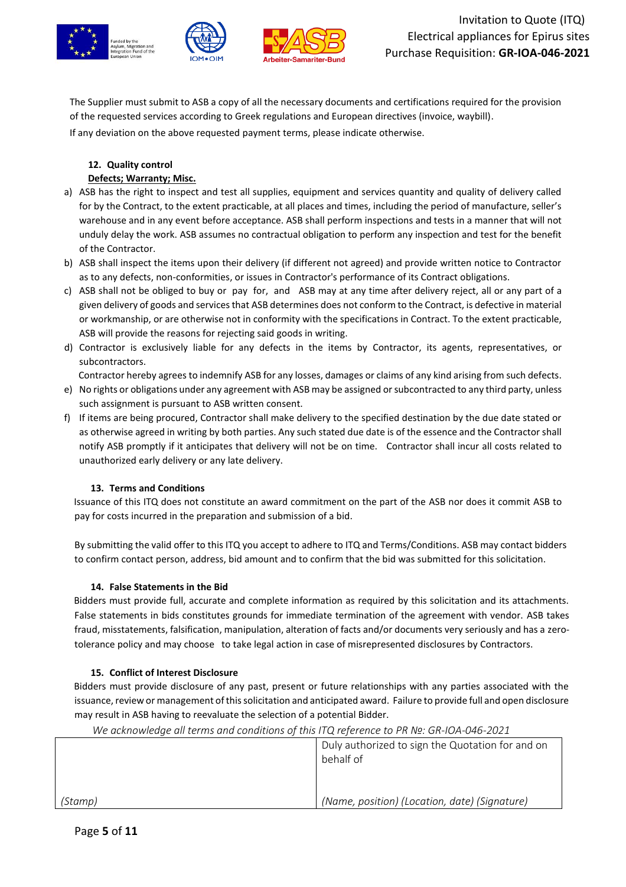The Supplier must submit to ASB a copy of all the necessary documents and certifications required for the provision of the requested services according to Greek regulations and European directives (invoice, waybill).

If any deviation on the above requested payment terms, please indicate otherwise.

## 12. Quality control

**Defects; Warranty; Misc.**

a) ASB has the right to inspect and test all supplies, equipment and services quantity and quality of delivery called for by the Contract, to the extent practicable, at all places and times, including the period of manufacture, seller's warehouse and in any event before acceptance. ASB shall perform inspections and tests in a manner that will not unduly delay the work. ASB assumes no contractual obligation to perform any inspection and test for the benefit of the Contractor.

b) ASB shall inspect the items upon their delivery (if different not agreed) and provide written notice to Contractor as to any defects, non-conformities, or issues in Contractor's performance of its Contract obligations.

c) ASB shall not be obliged to buy or pay for, and ASB may at any time after delivery reject, all or any part of a given delivery of goods and services that ASB determines does not conform to the Contract, is defective in material or workmanship, or are otherwise not in conformity with the specifications in Contract. To the extent practicable, ASB will provide the reasons for rejecting said goods in writing.

d) Contractor is exclusively liable for any defects in the items by Contractor, its agents, representatives, or subcontractors.
Contractor hereby agrees to indemnify ASB for any losses, damages or claims of any kind arising from such defects.

e) No rights or obligations under any agreement with ASB may be assigned or subcontracted to any third party, unless such assignment is pursuant to ASB written consent.

f) If items are being procured, Contractor shall make delivery to the specified destination by the due date stated or as otherwise agreed in writing by both parties. Any such stated due date is of the essence and the Contractor shall notify ASB promptly if it anticipates that delivery will not be on time. Contractor shall incur all costs related to unauthorized early delivery or any late delivery.

## 13. Terms and Conditions

Issuance of this ITQ does not constitute an award commitment on the part of the ASB nor does it commit ASB to pay for costs incurred in the preparation and submission of a bid.

By submitting the valid offer to this ITQ you accept to adhere to ITQ and Terms/Conditions. ASB may contact bidders to confirm contact person, address, bid amount and to confirm that the bid was submitted for this solicitation.

## 14. False Statements in the Bid

Bidders must provide full, accurate and complete information as required by this solicitation and its attachments. False statements in bids constitutes grounds for immediate termination of the agreement with vendor. ASB takes fraud, misstatements, falsification, manipulation, alteration of facts and/or documents very seriously and has a zero-tolerance policy and may choose to take legal action in case of misrepresented disclosures by Contractors.

## 15. Conflict of Interest Disclosure

Bidders must provide disclosure of any past, present or future relationships with any parties associated with the issuance, review or management of this solicitation and anticipated award. Failure to provide full and open disclosure may result in ASB having to reevaluate the selection of a potential Bidder.

*We acknowledge all terms and conditions of this ITQ reference to PR №: GR-IOA-046-2021*

| | Duly authorized to sign the Quotation for and on behalf of |
|---|---|
| *(Stamp)* | *(Name, position) (Location, date) (Signature)* |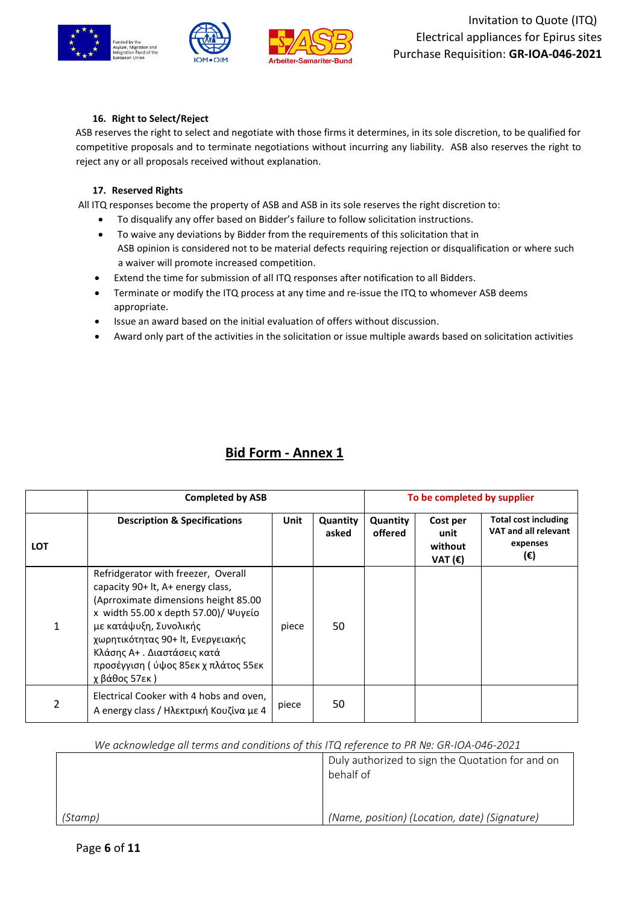#### 16. Right to Select/Reject

ASB reserves the right to select and negotiate with those firms it determines, in its sole discretion, to be qualified for competitive proposals and to terminate negotiations without incurring any liability. ASB also reserves the right to reject any or all proposals received without explanation.

#### 17. Reserved Rights

All ITQ responses become the property of ASB and ASB in its sole reserves the right discretion to:

- To disqualify any offer based on Bidder's failure to follow solicitation instructions.
- To waive any deviations by Bidder from the requirements of this solicitation that in ASB opinion is considered not to be material defects requiring rejection or disqualification or where such a waiver will promote increased competition.
- Extend the time for submission of all ITQ responses after notification to all Bidders.
- Terminate or modify the ITQ process at any time and re-issue the ITQ to whomever ASB deems appropriate.
- Issue an award based on the initial evaluation of offers without discussion.
- Award only part of the activities in the solicitation or issue multiple awards based on solicitation activities

## Bid Form - Annex 1

| | **Completed by ASB** | | | **To be completed by supplier** | | |
|---|---|---|---|---|---|---|
| **LOT** | **Description & Specifications** | **Unit** | **Quantity asked** | **Quantity offered** | **Cost per unit without VAT (€)** | **Total cost including VAT and all relevant expenses (€)** |
| 1 | Refridgerator with freezer, Overall capacity 90+ lt, A+ energy class, (Aprroximate dimensions height 85.00 x width 55.00 x depth 57.00)/ Ψυγείο με κατάψυξη, Συνολικής χωρητικότητας 90+ lt, Ενεργειακής Κλάσης A+ . Διαστάσεις κατά προσέγγιση ( ύψος 85εκ χ πλάτος 55εκ χ βάθος 57εκ ) | piece | 50 | | | |
| 2 | Electrical Cooker with 4 hobs and oven, A energy class / Ηλεκτρική Κουζίνα με 4 | piece | 50 | | | |

*We acknowledge all terms and conditions of this ITQ reference to PR №: GR-IOA-046-2021*

| | Duly authorized to sign the Quotation for and on behalf of |
|---|---|
| *(Stamp)* | *(Name, position) (Location, date) (Signature)* |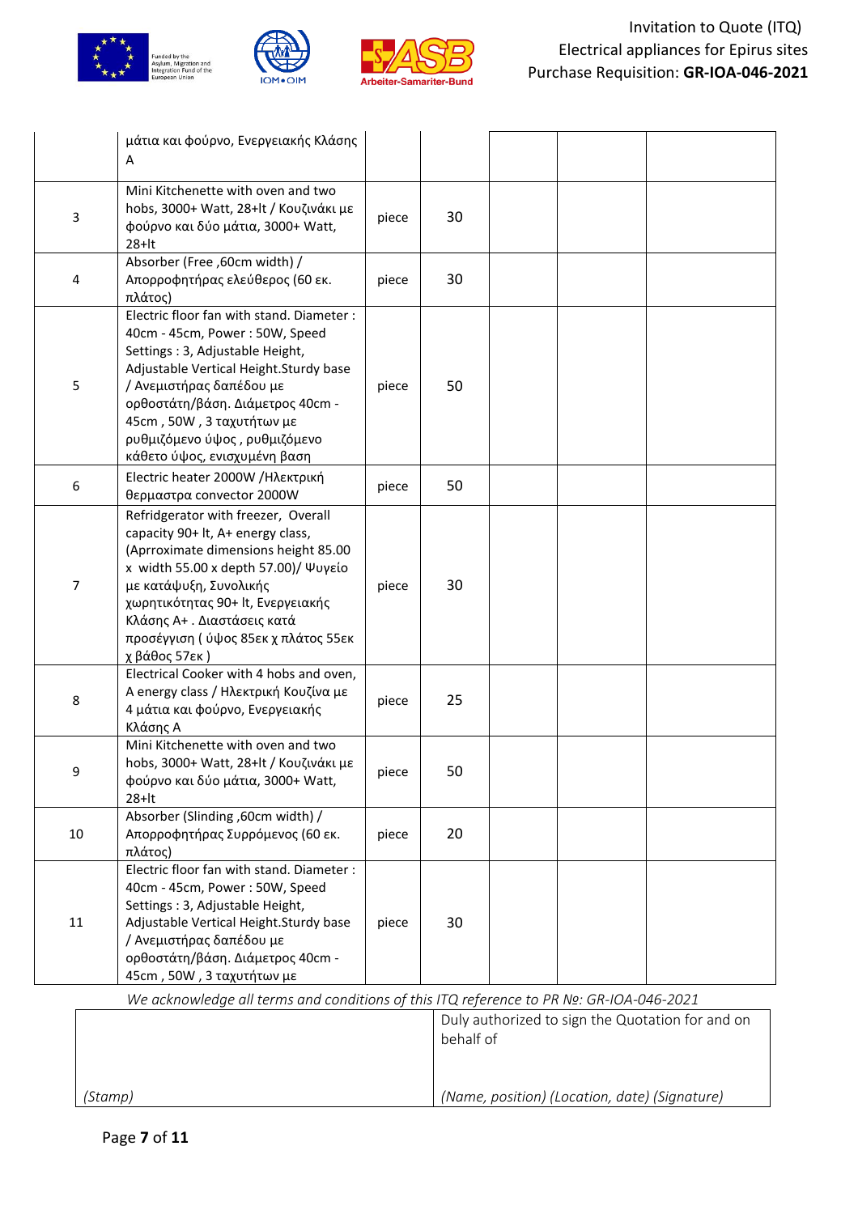| | μάτια και φούρνο, Ενεργειακής Κλάσης Α | | | | | |
|---|---|---|---|---|---|---|
| 3 | Mini Kitchenette with oven and two hobs, 3000+ Watt, 28+lt / Κουζινάκι με φούρνο και δύο μάτια, 3000+ Watt, 28+lt | piece | 30 | | | |
| 4 | Absorber (Free ,60cm width) / Απορροφητήρας ελεύθερος (60 εκ. πλάτος) | piece | 30 | | | |
| 5 | Electric floor fan with stand. Diameter : 40cm - 45cm, Power : 50W, Speed Settings : 3, Adjustable Height, Adjustable Vertical Height.Sturdy base / Ανεμιστήρας δαπέδου με ορθοστάτη/βάση. Διάμετρος 40cm - 45cm , 50W , 3 ταχυτήτων με ρυθμιζόμενο ύψος , ρυθμιζόμενο κάθετο ύψος, ενισχυμένη βαση | piece | 50 | | | |
| 6 | Electric heater 2000W /Ηλεκτρική θερμαστρα convector 2000W | piece | 50 | | | |
| 7 | Refridgerator with freezer, Overall capacity 90+ lt, A+ energy class, (Aprroximate dimensions height 85.00 x width 55.00 x depth 57.00)/ Ψυγείο με κατάψυξη, Συνολικής χωρητικότητας 90+ lt, Ενεργειακής Κλάσης Α+ . Διαστάσεις κατά προσέγγιση ( ύψος 85εκ χ πλάτος 55εκ χ βάθος 57εκ ) | piece | 30 | | | |
| 8 | Electrical Cooker with 4 hobs and oven, A energy class / Ηλεκτρική Κουζίνα με 4 μάτια και φούρνο, Ενεργειακής Κλάσης Α | piece | 25 | | | |
| 9 | Mini Kitchenette with oven and two hobs, 3000+ Watt, 28+lt / Κουζινάκι με φούρνο και δύο μάτια, 3000+ Watt, 28+lt | piece | 50 | | | |
| 10 | Absorber (Slinding ,60cm width) / Απορροφητήρας Συρρόμενος (60 εκ. πλάτος) | piece | 20 | | | |
| 11 | Electric floor fan with stand. Diameter : 40cm - 45cm, Power : 50W, Speed Settings : 3, Adjustable Height, Adjustable Vertical Height.Sturdy base / Ανεμιστήρας δαπέδου με ορθοστάτη/βάση. Διάμετρος 40cm - 45cm , 50W , 3 ταχυτήτων με | piece | 30 | | | |

*We acknowledge all terms and conditions of this ITQ reference to PR №: GR-IOA-046-2021*

| | Duly authorized to sign the Quotation for and on behalf of |
|---|---|
| *(Stamp)* | *(Name, position) (Location, date) (Signature)* |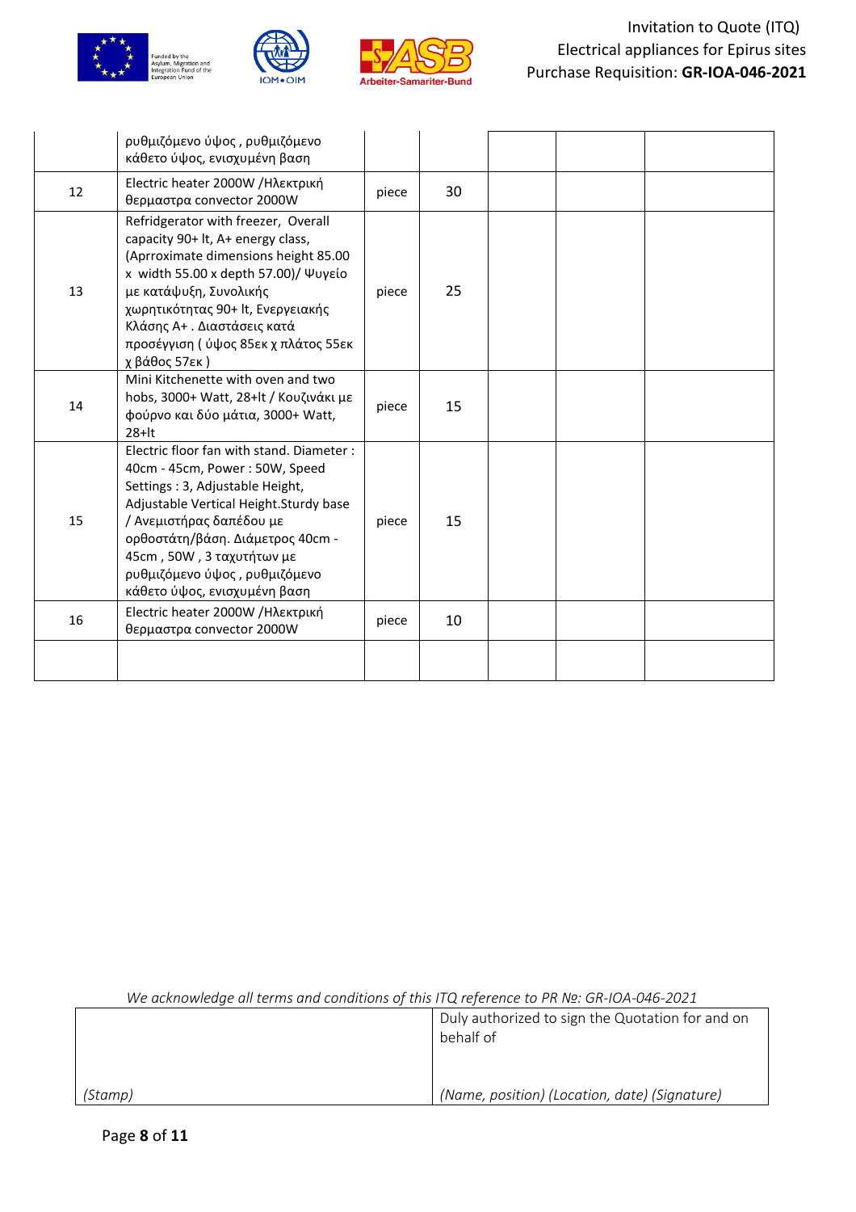|  |  |  |  |  |  |  |
|---|---|---|---|---|---|---|
|  | ρυθμιζόμενο ύψος , ρυθμιζόμενο κάθετο ύψος, ενισχυμένη βαση |  |  |  |  |  |
| 12 | Electric heater 2000W /Ηλεκτρική θερμαστρα convector 2000W | piece | 30 |  |  |  |
| 13 | Refridgerator with freezer, Overall capacity 90+ lt, A+ energy class, (Aprroximate dimensions height 85.00 x width 55.00 x depth 57.00)/ Ψυγείο με κατάψυξη, Συνολικής χωρητικότητας 90+ lt, Ενεργειακής Κλάσης Α+ . Διαστάσεις κατά προσέγγιση ( ύψος 85εκ χ πλάτος 55εκ χ βάθος 57εκ ) | piece | 25 |  |  |  |
| 14 | Mini Kitchenette with oven and two hobs, 3000+ Watt, 28+lt / Κουζινάκι με φούρνο και δύο μάτια, 3000+ Watt, 28+lt | piece | 15 |  |  |  |
| 15 | Electric floor fan with stand. Diameter : 40cm - 45cm, Power : 50W, Speed Settings : 3, Adjustable Height, Adjustable Vertical Height.Sturdy base / Ανεμιστήρας δαπέδου με ορθοστάτη/βάση. Διάμετρος 40cm - 45cm , 50W , 3 ταχυτήτων με ρυθμιζόμενο ύψος , ρυθμιζόμενο κάθετο ύψος, ενισχυμένη βαση | piece | 15 |  |  |  |
| 16 | Electric heater 2000W /Ηλεκτρική θερμαστρα convector 2000W | piece | 10 |  |  |  |
|  |  |  |  |  |  |  |

*We acknowledge all terms and conditions of this ITQ reference to PR Nº: GR-IOA-046-2021*

|  |  |
|---|---|
|  | Duly authorized to sign the Quotation for and on behalf of |
| *(Stamp)* | *(Name, position) (Location, date) (Signature)* |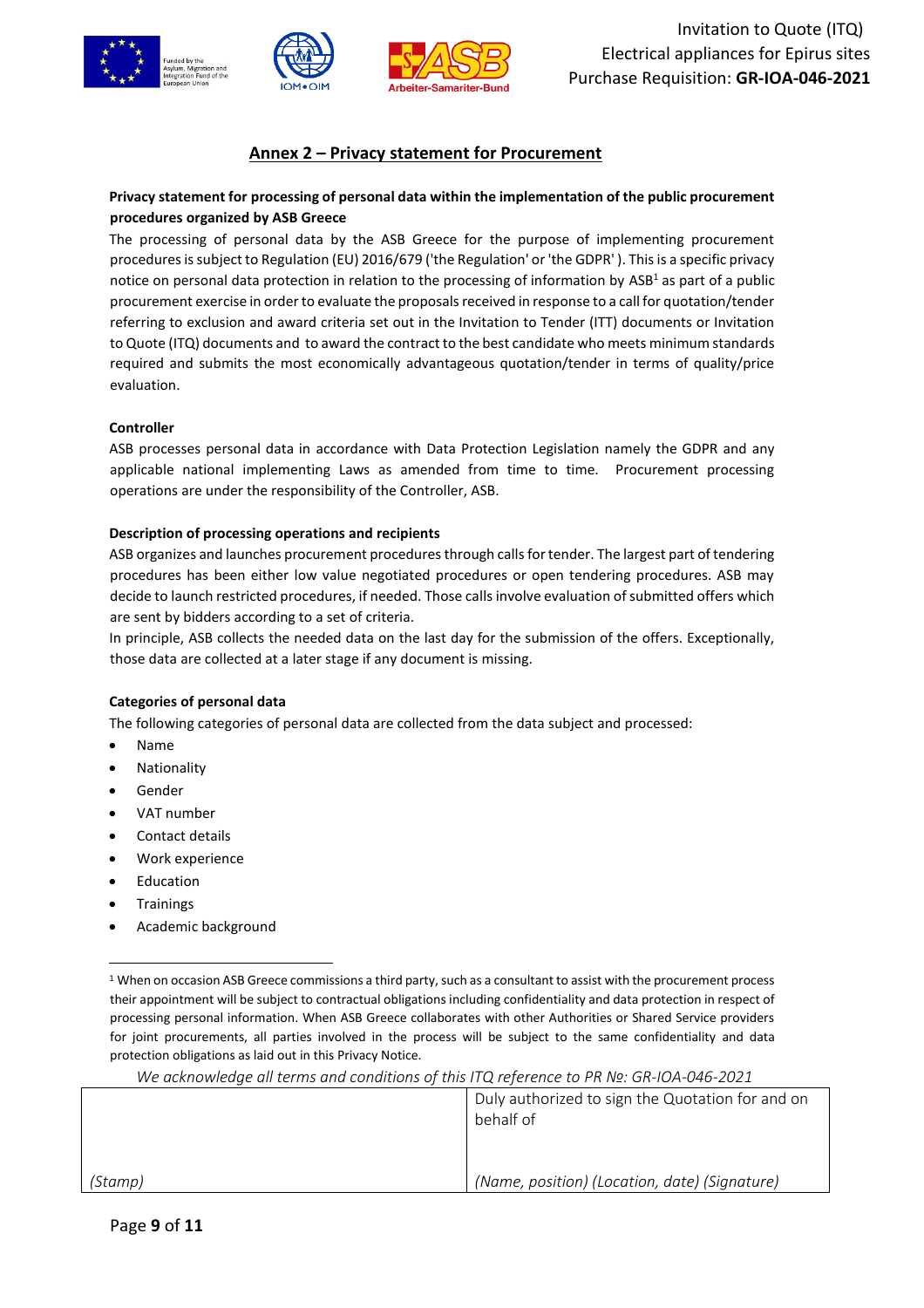## Annex 2 – Privacy statement for Procurement

**Privacy statement for processing of personal data within the implementation of the public procurement procedures organized by ASB Greece**

The processing of personal data by the ASB Greece for the purpose of implementing procurement procedures is subject to Regulation (EU) 2016/679 ('the Regulation' or 'the GDPR' ). This is a specific privacy notice on personal data protection in relation to the processing of information by ASB[1] as part of a public procurement exercise in order to evaluate the proposals received in response to a call for quotation/tender referring to exclusion and award criteria set out in the Invitation to Tender (ITT) documents or Invitation to Quote (ITQ) documents and to award the contract to the best candidate who meets minimum standards required and submits the most economically advantageous quotation/tender in terms of quality/price evaluation.

**Controller**

ASB processes personal data in accordance with Data Protection Legislation namely the GDPR and any applicable national implementing Laws as amended from time to time. Procurement processing operations are under the responsibility of the Controller, ASB.

**Description of processing operations and recipients**

ASB organizes and launches procurement procedures through calls for tender. The largest part of tendering procedures has been either low value negotiated procedures or open tendering procedures. ASB may decide to launch restricted procedures, if needed. Those calls involve evaluation of submitted offers which are sent by bidders according to a set of criteria.

In principle, ASB collects the needed data on the last day for the submission of the offers. Exceptionally, those data are collected at a later stage if any document is missing.

**Categories of personal data**

The following categories of personal data are collected from the data subject and processed:

- Name
- Nationality
- Gender
- VAT number
- Contact details
- Work experience
- Education
- Trainings
- Academic background

[1] When on occasion ASB Greece commissions a third party, such as a consultant to assist with the procurement process their appointment will be subject to contractual obligations including confidentiality and data protection in respect of processing personal information. When ASB Greece collaborates with other Authorities or Shared Service providers for joint procurements, all parties involved in the process will be subject to the same confidentiality and data protection obligations as laid out in this Privacy Notice.

*We acknowledge all terms and conditions of this ITQ reference to PR №: GR-IOA-046-2021*

| | Duly authorized to sign the Quotation for and on behalf of |
|---|---|
| *(Stamp)* | *(Name, position) (Location, date) (Signature)* |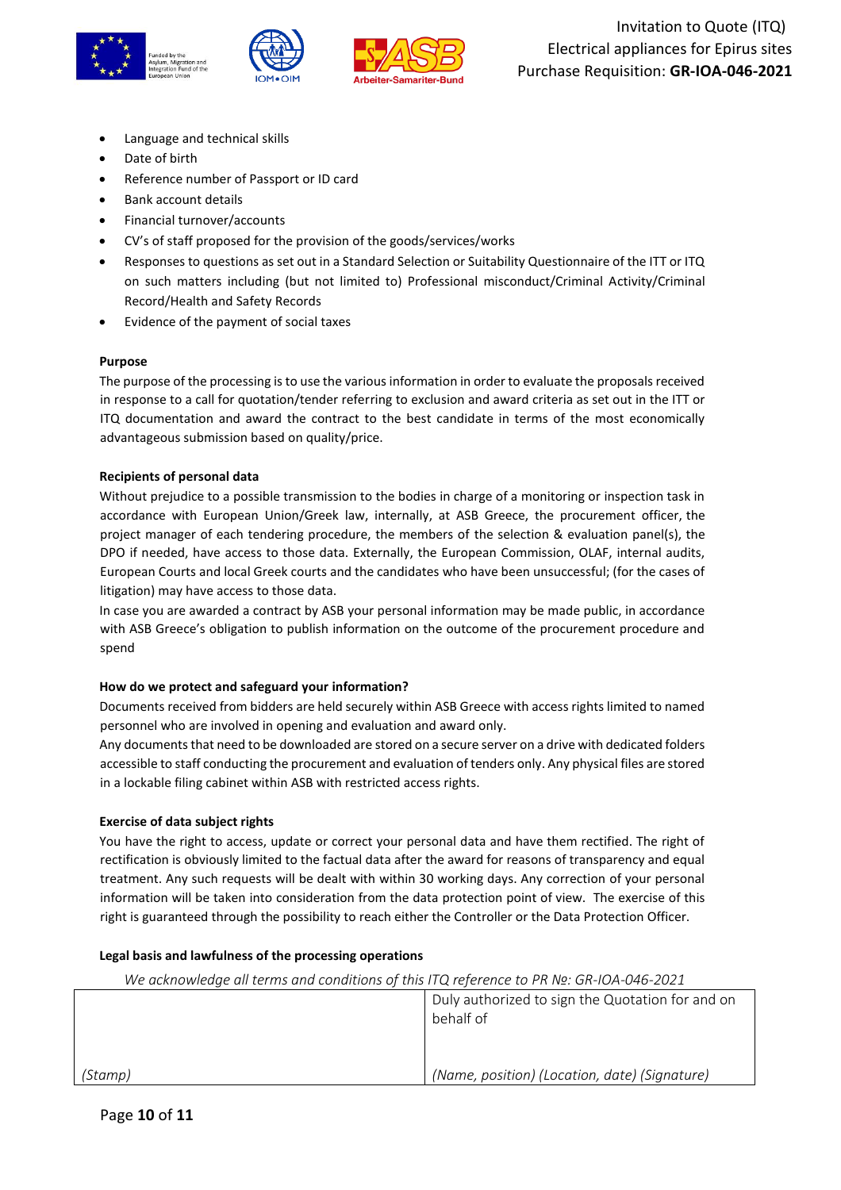- Language and technical skills
- Date of birth
- Reference number of Passport or ID card
- Bank account details
- Financial turnover/accounts
- CV's of staff proposed for the provision of the goods/services/works
- Responses to questions as set out in a Standard Selection or Suitability Questionnaire of the ITT or ITQ on such matters including (but not limited to) Professional misconduct/Criminal Activity/Criminal Record/Health and Safety Records
- Evidence of the payment of social taxes

**Purpose**

The purpose of the processing is to use the various information in order to evaluate the proposals received in response to a call for quotation/tender referring to exclusion and award criteria as set out in the ITT or ITQ documentation and award the contract to the best candidate in terms of the most economically advantageous submission based on quality/price.

**Recipients of personal data**

Without prejudice to a possible transmission to the bodies in charge of a monitoring or inspection task in accordance with European Union/Greek law, internally, at ASB Greece, the procurement officer, the project manager of each tendering procedure, the members of the selection & evaluation panel(s), the DPO if needed, have access to those data. Externally, the European Commission, OLAF, internal audits, European Courts and local Greek courts and the candidates who have been unsuccessful; (for the cases of litigation) may have access to those data.

In case you are awarded a contract by ASB your personal information may be made public, in accordance with ASB Greece's obligation to publish information on the outcome of the procurement procedure and spend

**How do we protect and safeguard your information?**

Documents received from bidders are held securely within ASB Greece with access rights limited to named personnel who are involved in opening and evaluation and award only.

Any documents that need to be downloaded are stored on a secure server on a drive with dedicated folders accessible to staff conducting the procurement and evaluation of tenders only. Any physical files are stored in a lockable filing cabinet within ASB with restricted access rights.

**Exercise of data subject rights**

You have the right to access, update or correct your personal data and have them rectified. The right of rectification is obviously limited to the factual data after the award for reasons of transparency and equal treatment. Any such requests will be dealt with within 30 working days. Any correction of your personal information will be taken into consideration from the data protection point of view. The exercise of this right is guaranteed through the possibility to reach either the Controller or the Data Protection Officer.

**Legal basis and lawfulness of the processing operations**

*We acknowledge all terms and conditions of this ITQ reference to PR №: GR-IOA-046-2021*

| | Duly authorized to sign the Quotation for and on behalf of |
|---|---|
| *(Stamp)* | *(Name, position) (Location, date) (Signature)* |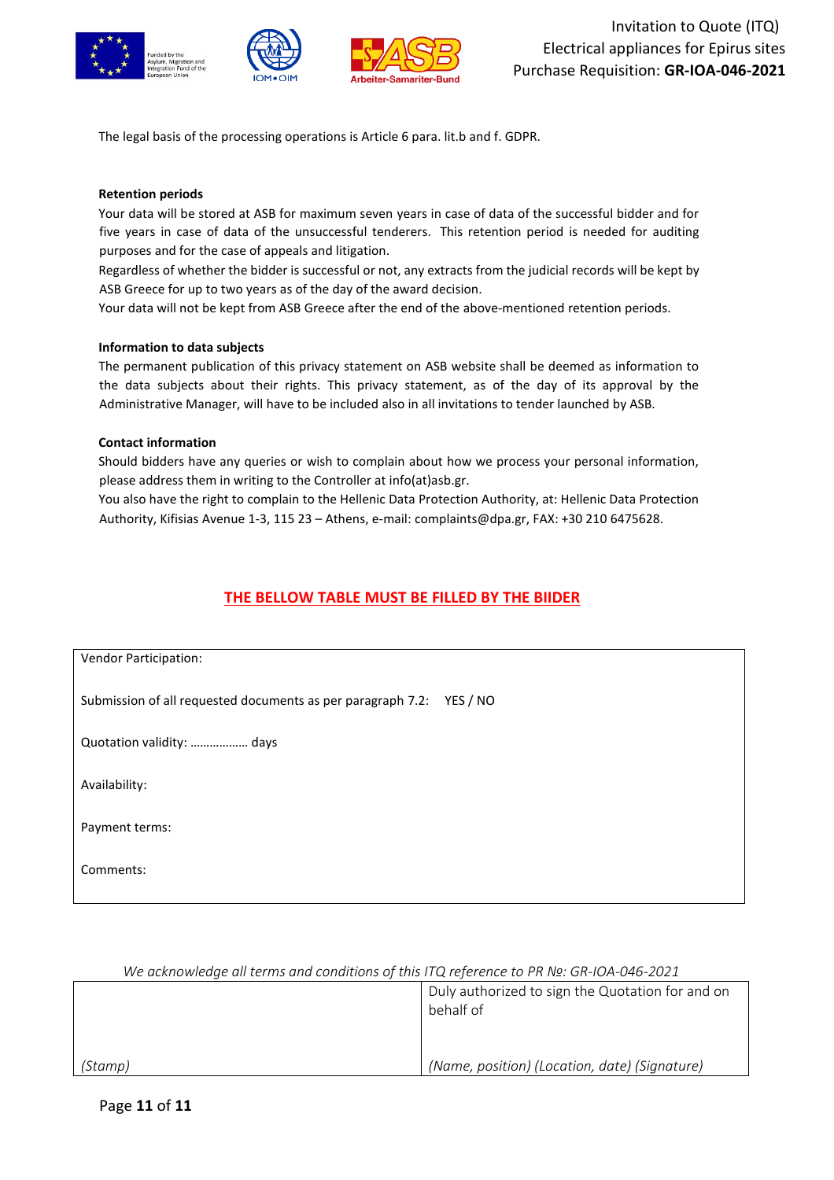The legal basis of the processing operations is Article 6 para. lit.b and f. GDPR.

**Retention periods**

Your data will be stored at ASB for maximum seven years in case of data of the successful bidder and for five years in case of data of the unsuccessful tenderers. This retention period is needed for auditing purposes and for the case of appeals and litigation.

Regardless of whether the bidder is successful or not, any extracts from the judicial records will be kept by ASB Greece for up to two years as of the day of the award decision.

Your data will not be kept from ASB Greece after the end of the above-mentioned retention periods.

**Information to data subjects**

The permanent publication of this privacy statement on ASB website shall be deemed as information to the data subjects about their rights. This privacy statement, as of the day of its approval by the Administrative Manager, will have to be included also in all invitations to tender launched by ASB.

**Contact information**

Should bidders have any queries or wish to complain about how we process your personal information, please address them in writing to the Controller at info(at)asb.gr.

You also have the right to complain to the Hellenic Data Protection Authority, at: Hellenic Data Protection Authority, Kifisias Avenue 1-3, 115 23 – Athens, e-mail: complaints@dpa.gr, FAX: +30 210 6475628.

**THE BELLOW TABLE MUST BE FILLED BY THE BIIDER**

| |
|---|
| Vendor Participation: |
| Submission of all requested documents as per paragraph 7.2: YES / NO |
| Quotation validity: ……………… days |
| Availability: |
| Payment terms: |
| Comments: |

*We acknowledge all terms and conditions of this ITQ reference to PR №: GR-IOA-046-2021*

| | |
|---|---|
| *(Stamp)* | Duly authorized to sign the Quotation for and on behalf of<br><br>*(Name, position) (Location, date) (Signature)* |